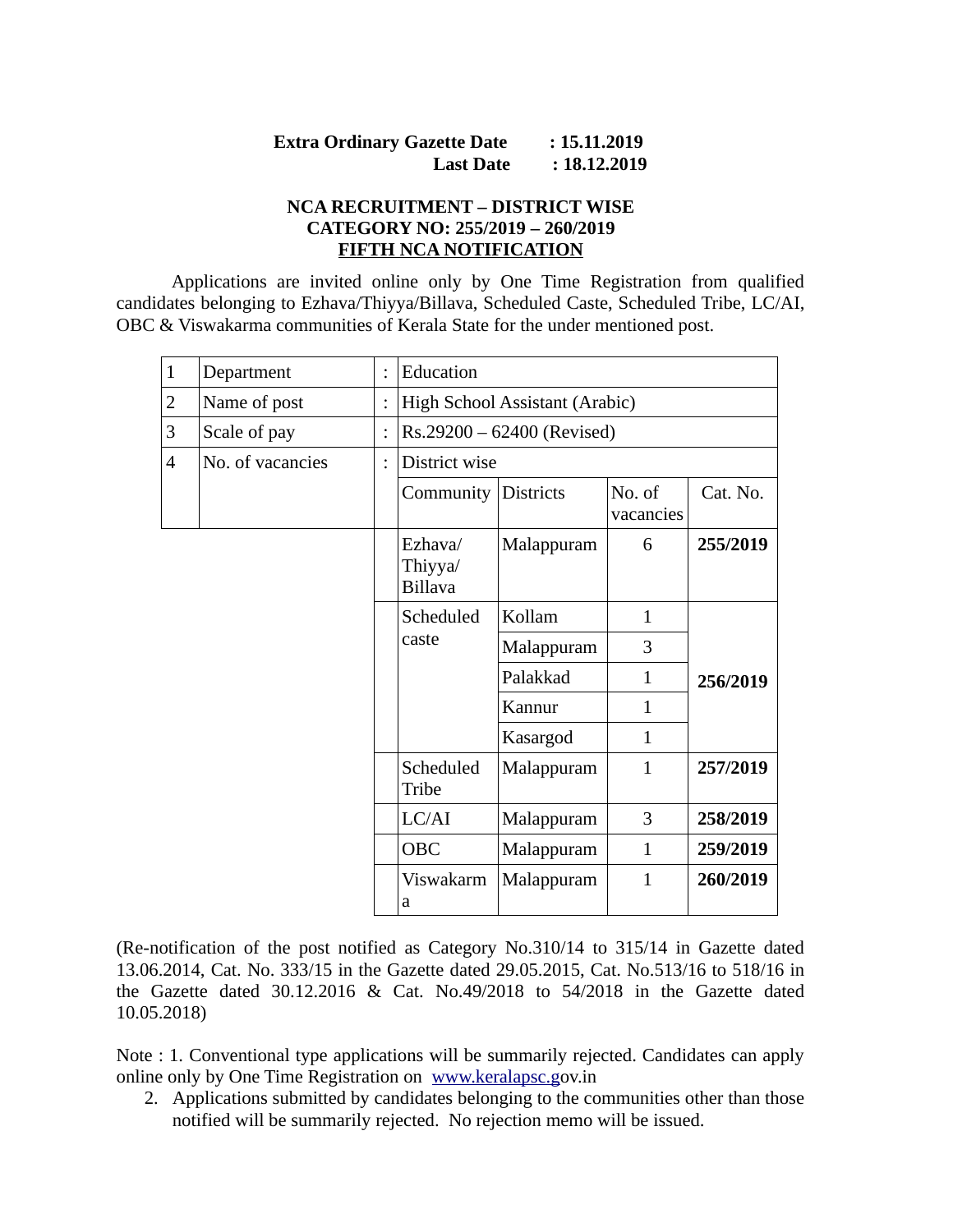**Extra Ordinary Gazette Date : 15.11.2019**
**Last Date : 18.12.2019**

**NCA RECRUITMENT – DISTRICT WISE**
**CATEGORY NO: 255/2019 – 260/2019**
**FIFTH NCA NOTIFICATION**

Applications are invited online only by One Time Registration from qualified candidates belonging to Ezhava/Thiyya/Billava, Scheduled Caste, Scheduled Tribe, LC/AI, OBC & Viswakarma communities of Kerala State for the under mentioned post.

| 1 | Department | : | Education | | | |
|---|---|---|---|---|---|---|
| 2 | Name of post | : | High School Assistant (Arabic) | | | |
| 3 | Scale of pay | : | Rs.29200 – 62400 (Revised) | | | |
| 4 | No. of vacancies | : | District wise | | | |
| | | | Community | Districts | No. of vacancies | Cat. No. |
| | | | Ezhava/ Thiyya/ Billava | Malappuram | 6 | **255/2019** |
| | | | Scheduled caste | Kollam | 1 | **256/2019** |
| | | | | Malappuram | 3 | |
| | | | | Palakkad | 1 | |
| | | | | Kannur | 1 | |
| | | | | Kasargod | 1 | |
| | | | Scheduled Tribe | Malappuram | 1 | **257/2019** |
| | | | LC/AI | Malappuram | 3 | **258/2019** |
| | | | OBC | Malappuram | 1 | **259/2019** |
| | | | Viswakarma | Malappuram | 1 | **260/2019** |

(Re-notification of the post notified as Category No.310/14 to 315/14 in Gazette dated 13.06.2014, Cat. No. 333/15 in the Gazette dated 29.05.2015, Cat. No.513/16 to 518/16 in the Gazette dated 30.12.2016 & Cat. No.49/2018 to 54/2018 in the Gazette dated 10.05.2018)

Note : 1. Conventional type applications will be summarily rejected. Candidates can apply online only by One Time Registration on www.keralapsc.gov.in

2. Applications submitted by candidates belonging to the communities other than those notified will be summarily rejected. No rejection memo will be issued.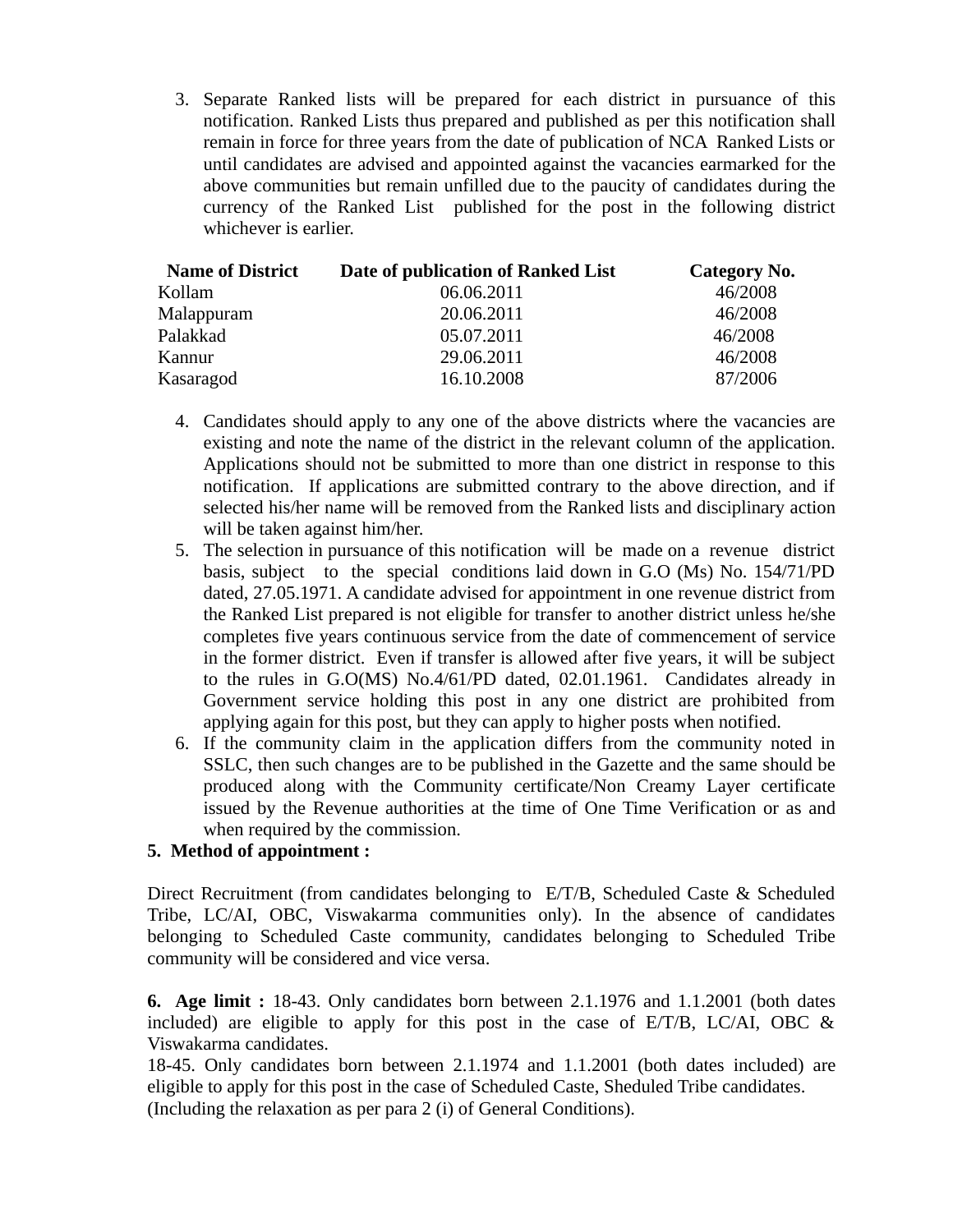3. Separate Ranked lists will be prepared for each district in pursuance of this notification. Ranked Lists thus prepared and published as per this notification shall remain in force for three years from the date of publication of NCA Ranked Lists or until candidates are advised and appointed against the vacancies earmarked for the above communities but remain unfilled due to the paucity of candidates during the currency of the Ranked List published for the post in the following district whichever is earlier.

| Name of District | Date of publication of Ranked List | Category No. |
|---|---|---|
| Kollam | 06.06.2011 | 46/2008 |
| Malappuram | 20.06.2011 | 46/2008 |
| Palakkad | 05.07.2011 | 46/2008 |
| Kannur | 29.06.2011 | 46/2008 |
| Kasaragod | 16.10.2008 | 87/2006 |

4. Candidates should apply to any one of the above districts where the vacancies are existing and note the name of the district in the relevant column of the application. Applications should not be submitted to more than one district in response to this notification. If applications are submitted contrary to the above direction, and if selected his/her name will be removed from the Ranked lists and disciplinary action will be taken against him/her.
5. The selection in pursuance of this notification will be made on a revenue district basis, subject to the special conditions laid down in G.O (Ms) No. 154/71/PD dated, 27.05.1971. A candidate advised for appointment in one revenue district from the Ranked List prepared is not eligible for transfer to another district unless he/she completes five years continuous service from the date of commencement of service in the former district. Even if transfer is allowed after five years, it will be subject to the rules in G.O(MS) No.4/61/PD dated, 02.01.1961. Candidates already in Government service holding this post in any one district are prohibited from applying again for this post, but they can apply to higher posts when notified.
6. If the community claim in the application differs from the community noted in SSLC, then such changes are to be published in the Gazette and the same should be produced along with the Community certificate/Non Creamy Layer certificate issued by the Revenue authorities at the time of One Time Verification or as and when required by the commission.

**5. Method of appointment :**

Direct Recruitment (from candidates belonging to E/T/B, Scheduled Caste & Scheduled Tribe, LC/AI, OBC, Viswakarma communities only). In the absence of candidates belonging to Scheduled Caste community, candidates belonging to Scheduled Tribe community will be considered and vice versa.

**6. Age limit :** 18-43. Only candidates born between 2.1.1976 and 1.1.2001 (both dates included) are eligible to apply for this post in the case of E/T/B, LC/AI, OBC & Viswakarma candidates.

18-45. Only candidates born between 2.1.1974 and 1.1.2001 (both dates included) are eligible to apply for this post in the case of Scheduled Caste, Sheduled Tribe candidates.

(Including the relaxation as per para 2 (i) of General Conditions).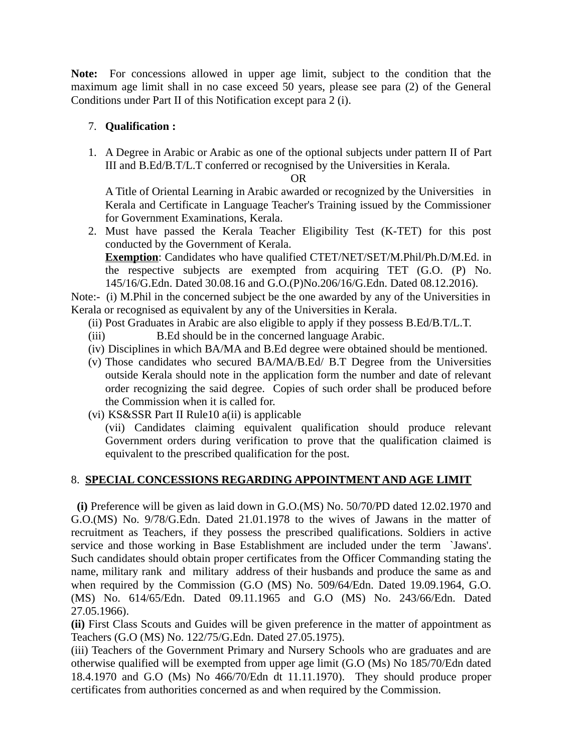**Note:** For concessions allowed in upper age limit, subject to the condition that the maximum age limit shall in no case exceed 50 years, please see para (2) of the General Conditions under Part II of this Notification except para 2 (i).

7. **Qualification :**

1. A Degree in Arabic or Arabic as one of the optional subjects under pattern II of Part III and B.Ed/B.T/L.T conferred or recognised by the Universities in Kerala.

   OR

   A Title of Oriental Learning in Arabic awarded or recognized by the Universities in Kerala and Certificate in Language Teacher's Training issued by the Commissioner for Government Examinations, Kerala.
2. Must have passed the Kerala Teacher Eligibility Test (K-TET) for this post conducted by the Government of Kerala.

   **Exemption**: Candidates who have qualified CTET/NET/SET/M.Phil/Ph.D/M.Ed. in the respective subjects are exempted from acquiring TET (G.O. (P) No. 145/16/G.Edn. Dated 30.08.16 and G.O.(P)No.206/16/G.Edn. Dated 08.12.2016).

Note:- (i) M.Phil in the concerned subject be the one awarded by any of the Universities in Kerala or recognised as equivalent by any of the Universities in Kerala.

(ii) Post Graduates in Arabic are also eligible to apply if they possess B.Ed/B.T/L.T.

(iii) B.Ed should be in the concerned language Arabic.

(iv) Disciplines in which BA/MA and B.Ed degree were obtained should be mentioned.

(v) Those candidates who secured BA/MA/B.Ed/ B.T Degree from the Universities outside Kerala should note in the application form the number and date of relevant order recognizing the said degree. Copies of such order shall be produced before the Commission when it is called for.

(vi) KS&SSR Part II Rule10 a(ii) is applicable

(vii) Candidates claiming equivalent qualification should produce relevant Government orders during verification to prove that the qualification claimed is equivalent to the prescribed qualification for the post.

8. **SPECIAL CONCESSIONS REGARDING APPOINTMENT AND AGE LIMIT**

**(i)** Preference will be given as laid down in G.O.(MS) No. 50/70/PD dated 12.02.1970 and G.O.(MS) No. 9/78/G.Edn. Dated 21.01.1978 to the wives of Jawans in the matter of recruitment as Teachers, if they possess the prescribed qualifications. Soldiers in active service and those working in Base Establishment are included under the term `Jawans'. Such candidates should obtain proper certificates from the Officer Commanding stating the name, military rank and military address of their husbands and produce the same as and when required by the Commission (G.O (MS) No. 509/64/Edn. Dated 19.09.1964, G.O. (MS) No. 614/65/Edn. Dated 09.11.1965 and G.O (MS) No. 243/66/Edn. Dated 27.05.1966).

**(ii)** First Class Scouts and Guides will be given preference in the matter of appointment as Teachers (G.O (MS) No. 122/75/G.Edn. Dated 27.05.1975).

(iii) Teachers of the Government Primary and Nursery Schools who are graduates and are otherwise qualified will be exempted from upper age limit (G.O (Ms) No 185/70/Edn dated 18.4.1970 and G.O (Ms) No 466/70/Edn dt 11.11.1970). They should produce proper certificates from authorities concerned as and when required by the Commission.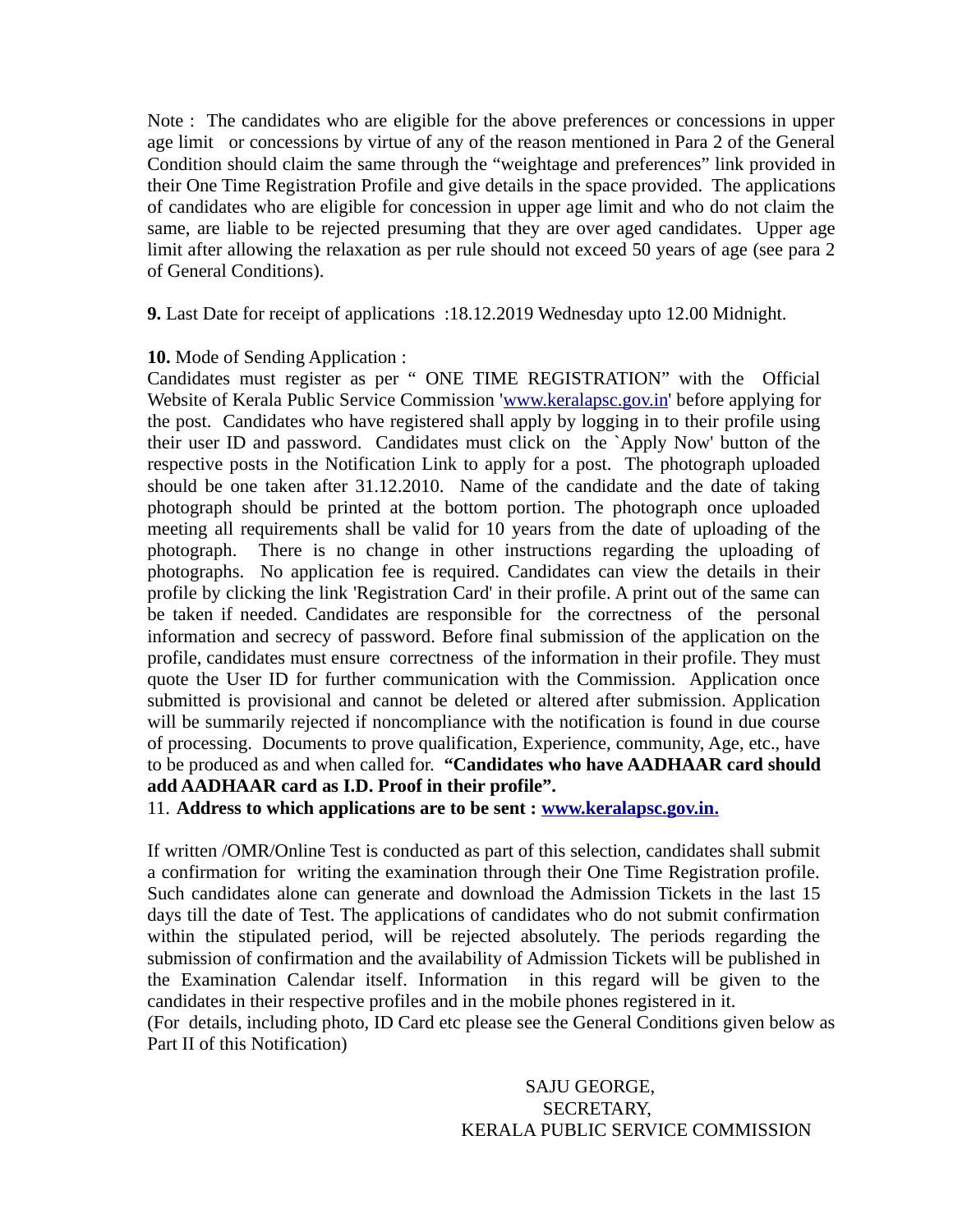Note : The candidates who are eligible for the above preferences or concessions in upper age limit or concessions by virtue of any of the reason mentioned in Para 2 of the General Condition should claim the same through the "weightage and preferences" link provided in their One Time Registration Profile and give details in the space provided. The applications of candidates who are eligible for concession in upper age limit and who do not claim the same, are liable to be rejected presuming that they are over aged candidates. Upper age limit after allowing the relaxation as per rule should not exceed 50 years of age (see para 2 of General Conditions).

**9.** Last Date for receipt of applications :18.12.2019 Wednesday upto 12.00 Midnight.

**10.** Mode of Sending Application :

Candidates must register as per " ONE TIME REGISTRATION" with the Official Website of Kerala Public Service Commission 'www.keralapsc.gov.in' before applying for the post. Candidates who have registered shall apply by logging in to their profile using their user ID and password. Candidates must click on the `Apply Now' button of the respective posts in the Notification Link to apply for a post. The photograph uploaded should be one taken after 31.12.2010. Name of the candidate and the date of taking photograph should be printed at the bottom portion. The photograph once uploaded meeting all requirements shall be valid for 10 years from the date of uploading of the photograph. There is no change in other instructions regarding the uploading of photographs. No application fee is required. Candidates can view the details in their profile by clicking the link 'Registration Card' in their profile. A print out of the same can be taken if needed. Candidates are responsible for the correctness of the personal information and secrecy of password. Before final submission of the application on the profile, candidates must ensure correctness of the information in their profile. They must quote the User ID for further communication with the Commission. Application once submitted is provisional and cannot be deleted or altered after submission. Application will be summarily rejected if noncompliance with the notification is found in due course of processing. Documents to prove qualification, Experience, community, Age, etc., have to be produced as and when called for. **"Candidates who have AADHAAR card should add AADHAAR card as I.D. Proof in their profile".**

11. **Address to which applications are to be sent : www.keralapsc.gov.in.**

If written /OMR/Online Test is conducted as part of this selection, candidates shall submit a confirmation for writing the examination through their One Time Registration profile. Such candidates alone can generate and download the Admission Tickets in the last 15 days till the date of Test. The applications of candidates who do not submit confirmation within the stipulated period, will be rejected absolutely. The periods regarding the submission of confirmation and the availability of Admission Tickets will be published in the Examination Calendar itself. Information in this regard will be given to the candidates in their respective profiles and in the mobile phones registered in it.

(For details, including photo, ID Card etc please see the General Conditions given below as Part II of this Notification)

SAJU GEORGE,
SECRETARY,
KERALA PUBLIC SERVICE COMMISSION